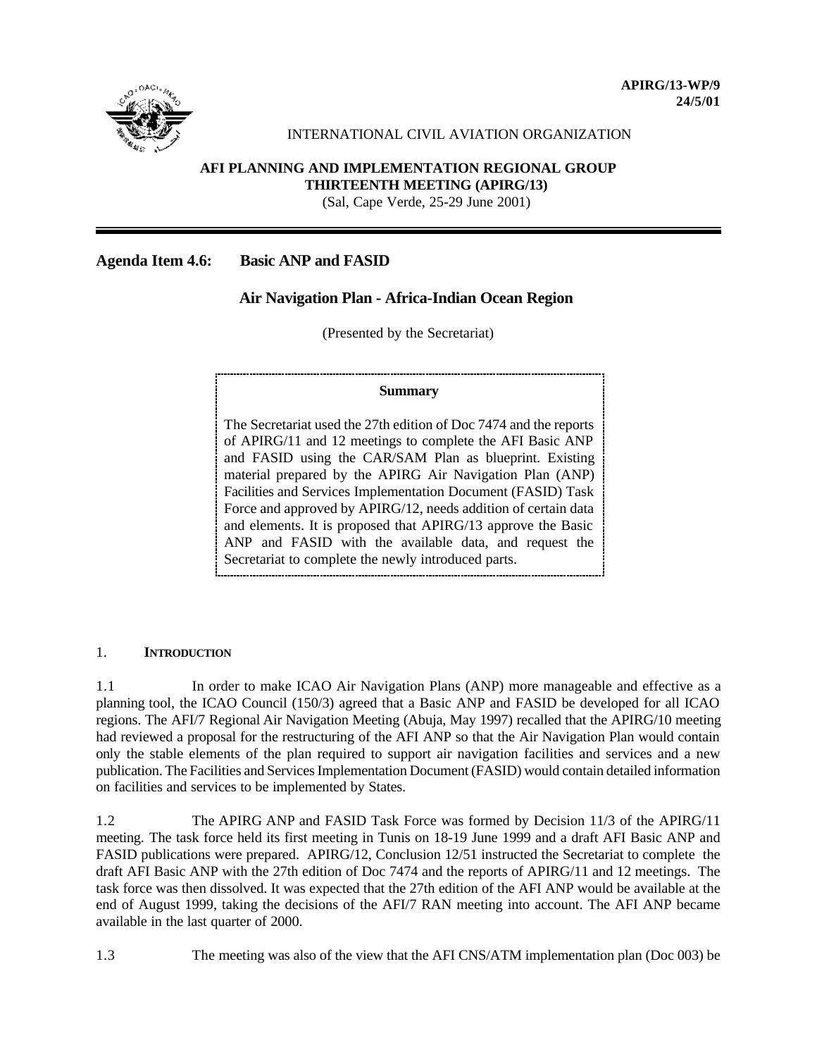**APIRG/13-WP/9**
**24/5/01**

INTERNATIONAL CIVIL AVIATION ORGANIZATION

**AFI PLANNING AND IMPLEMENTATION REGIONAL GROUP**
**THIRTEENTH MEETING (APIRG/13)**
(Sal, Cape Verde, 25-29 June 2001)

---

**Agenda Item 4.6: Basic ANP and FASID**

**Air Navigation Plan - Africa-Indian Ocean Region**

(Presented by the Secretariat)

> **Summary**
>
> The Secretariat used the 27th edition of Doc 7474 and the reports of APIRG/11 and 12 meetings to complete the AFI Basic ANP and FASID using the CAR/SAM Plan as blueprint. Existing material prepared by the APIRG Air Navigation Plan (ANP) Facilities and Services Implementation Document (FASID) Task Force and approved by APIRG/12, needs addition of certain data and elements. It is proposed that APIRG/13 approve the Basic ANP and FASID with the available data, and request the Secretariat to complete the newly introduced parts.

## 1. INTRODUCTION

1.1 In order to make ICAO Air Navigation Plans (ANP) more manageable and effective as a planning tool, the ICAO Council (150/3) agreed that a Basic ANP and FASID be developed for all ICAO regions. The AFI/7 Regional Air Navigation Meeting (Abuja, May 1997) recalled that the APIRG/10 meeting had reviewed a proposal for the restructuring of the AFI ANP so that the Air Navigation Plan would contain only the stable elements of the plan required to support air navigation facilities and services and a new publication. The Facilities and Services Implementation Document (FASID) would contain detailed information on facilities and services to be implemented by States.

1.2 The APIRG ANP and FASID Task Force was formed by Decision 11/3 of the APIRG/11 meeting. The task force held its first meeting in Tunis on 18-19 June 1999 and a draft AFI Basic ANP and FASID publications were prepared. APIRG/12, Conclusion 12/51 instructed the Secretariat to complete the draft AFI Basic ANP with the 27th edition of Doc 7474 and the reports of APIRG/11 and 12 meetings. The task force was then dissolved. It was expected that the 27th edition of the AFI ANP would be available at the end of August 1999, taking the decisions of the AFI/7 RAN meeting into account. The AFI ANP became available in the last quarter of 2000.

1.3 The meeting was also of the view that the AFI CNS/ATM implementation plan (Doc 003) be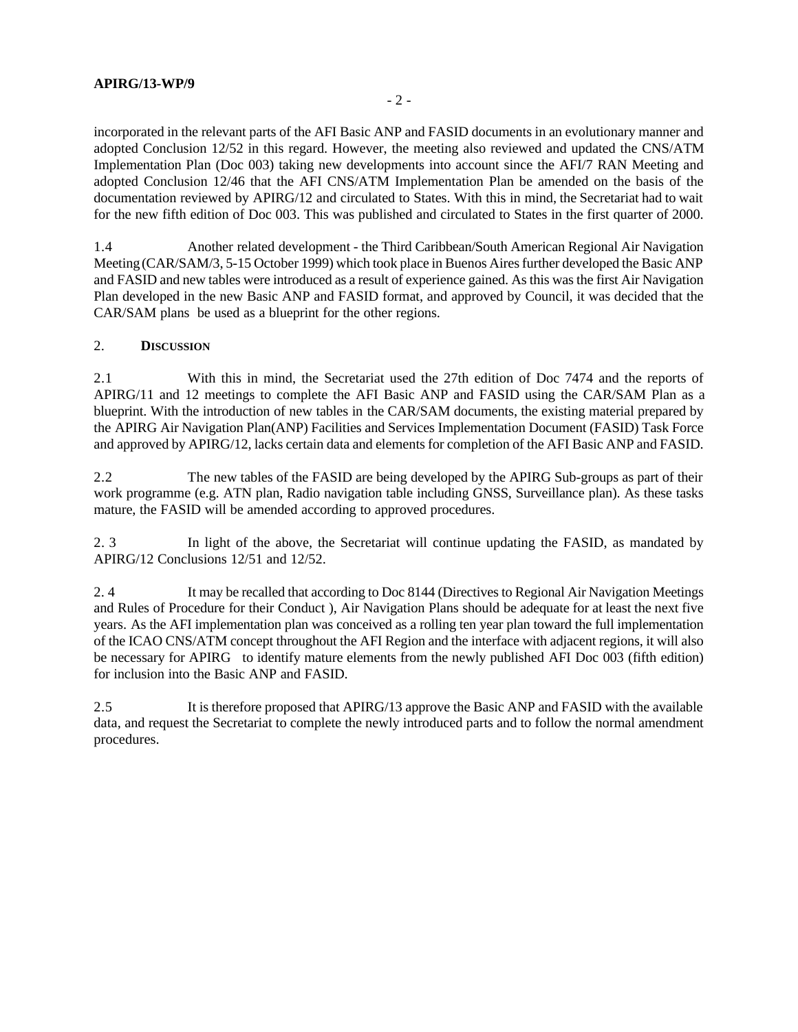incorporated in the relevant parts of the AFI Basic ANP and FASID documents in an evolutionary manner and adopted Conclusion 12/52 in this regard. However, the meeting also reviewed and updated the CNS/ATM Implementation Plan (Doc 003) taking new developments into account since the AFI/7 RAN Meeting and adopted Conclusion 12/46 that the AFI CNS/ATM Implementation Plan be amended on the basis of the documentation reviewed by APIRG/12 and circulated to States. With this in mind, the Secretariat had to wait for the new fifth edition of Doc 003. This was published and circulated to States in the first quarter of 2000.

1.4 Another related development - the Third Caribbean/South American Regional Air Navigation Meeting (CAR/SAM/3, 5-15 October 1999) which took place in Buenos Aires further developed the Basic ANP and FASID and new tables were introduced as a result of experience gained. As this was the first Air Navigation Plan developed in the new Basic ANP and FASID format, and approved by Council, it was decided that the CAR/SAM plans be used as a blueprint for the other regions.

## 2. DISCUSSION

2.1 With this in mind, the Secretariat used the 27th edition of Doc 7474 and the reports of APIRG/11 and 12 meetings to complete the AFI Basic ANP and FASID using the CAR/SAM Plan as a blueprint. With the introduction of new tables in the CAR/SAM documents, the existing material prepared by the APIRG Air Navigation Plan(ANP) Facilities and Services Implementation Document (FASID) Task Force and approved by APIRG/12, lacks certain data and elements for completion of the AFI Basic ANP and FASID.

2.2 The new tables of the FASID are being developed by the APIRG Sub-groups as part of their work programme (e.g. ATN plan, Radio navigation table including GNSS, Surveillance plan). As these tasks mature, the FASID will be amended according to approved procedures.

2. 3 In light of the above, the Secretariat will continue updating the FASID, as mandated by APIRG/12 Conclusions 12/51 and 12/52.

2. 4 It may be recalled that according to Doc 8144 (Directives to Regional Air Navigation Meetings and Rules of Procedure for their Conduct ), Air Navigation Plans should be adequate for at least the next five years. As the AFI implementation plan was conceived as a rolling ten year plan toward the full implementation of the ICAO CNS/ATM concept throughout the AFI Region and the interface with adjacent regions, it will also be necessary for APIRG to identify mature elements from the newly published AFI Doc 003 (fifth edition) for inclusion into the Basic ANP and FASID.

2.5 It is therefore proposed that APIRG/13 approve the Basic ANP and FASID with the available data, and request the Secretariat to complete the newly introduced parts and to follow the normal amendment procedures.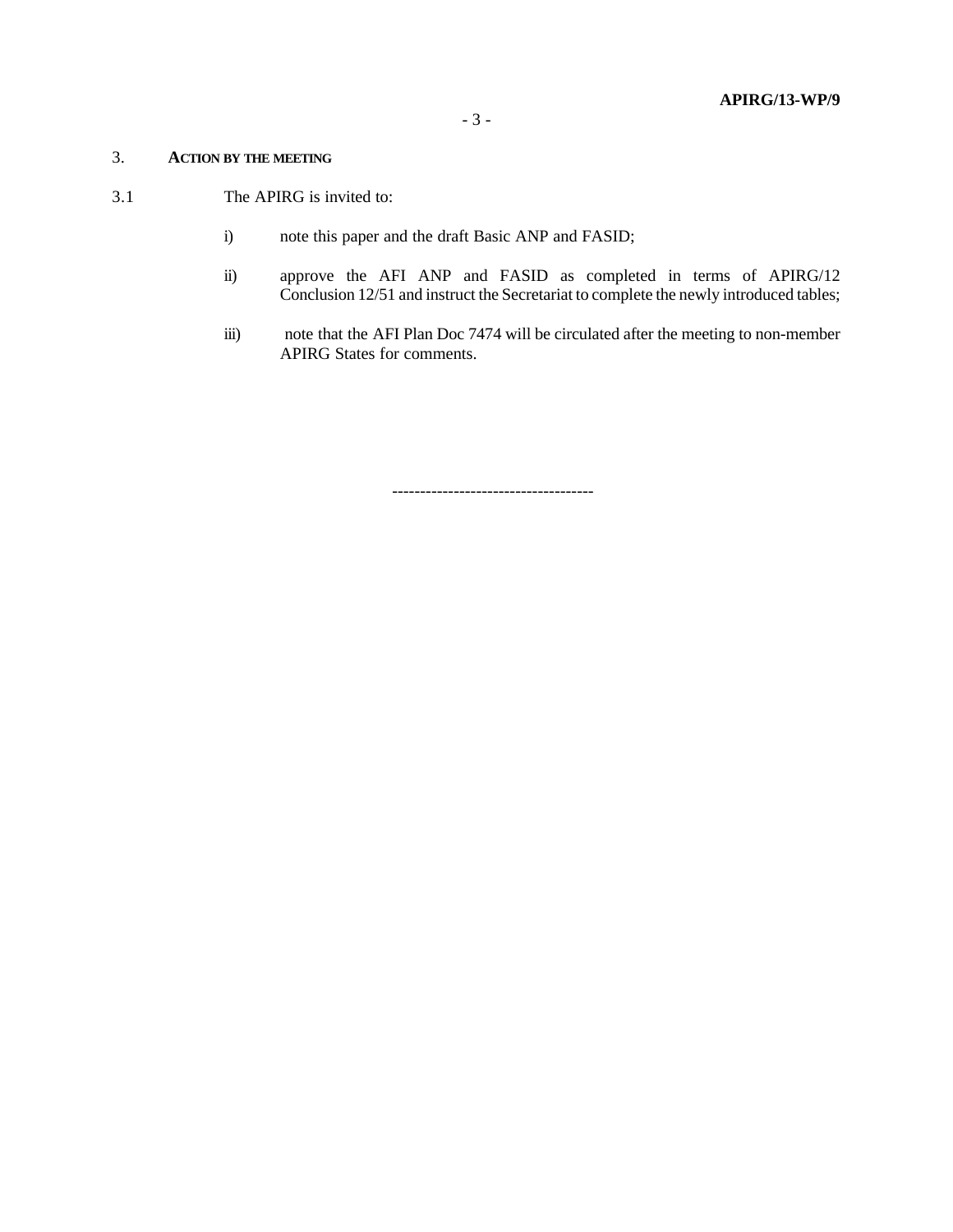## 3. ACTION BY THE MEETING

3.1 The APIRG is invited to:

i) note this paper and the draft Basic ANP and FASID;

ii) approve the AFI ANP and FASID as completed in terms of APIRG/12 Conclusion 12/51 and instruct the Secretariat to complete the newly introduced tables;

iii) note that the AFI Plan Doc 7474 will be circulated after the meeting to non-member APIRG States for comments.

-----------------------------------